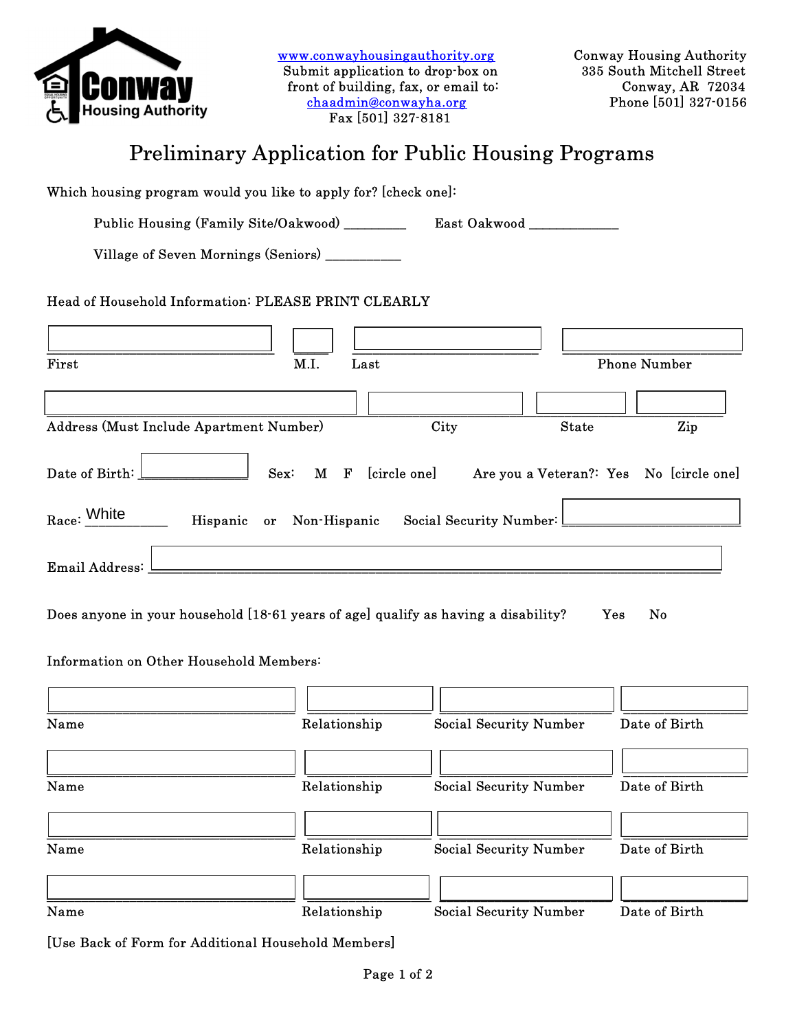Conway Housing Authority

www.conwayhousingauthority.org
Submit application to drop-box on front of building, fax, or email to:
chaadmin@conwayha.org
Fax [501] 327-8181

Conway Housing Authority
335 South Mitchell Street
Conway, AR 72034
Phone [501] 327-0156

# Preliminary Application for Public Housing Programs

Which housing program would you like to apply for? [check one]:

Public Housing (Family Site/Oakwood) _________ East Oakwood _____________

Village of Seven Mornings (Seniors) ___________

Head of Household Information: PLEASE PRINT CLEARLY

First ____________ M.I. ____ Last ____________ Phone Number ____________

Address (Must Include Apartment Number) ____________ City ____________ State ______ Zip ______

Date of Birth: ____________ Sex: M F [circle one] Are you a Veteran?: Yes No [circle one]

Race: White Hispanic or Non-Hispanic Social Security Number: ____________

Email Address: ____________

Does anyone in your household [18-61 years of age] qualify as having a disability? Yes No

Information on Other Household Members:

| Name | Relationship | Social Security Number | Date of Birth |
|---|---|---|---|
| | | | |
| | | | |
| | | | |
| | | | |

[Use Back of Form for Additional Household Members]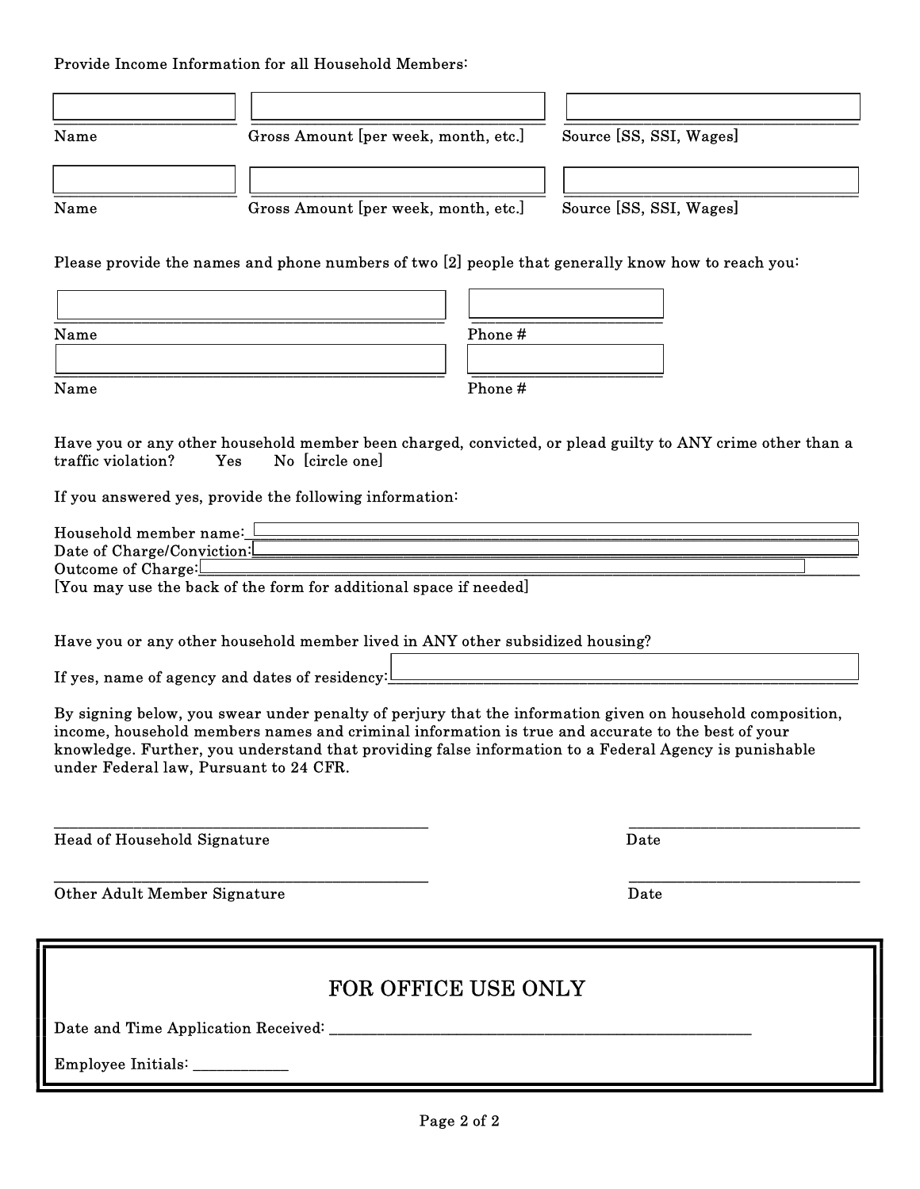Provide Income Information for all Household Members:

| | | |
|---|---|---|
| Name | Gross Amount [per week, month, etc.] | Source [SS, SSI, Wages] |
| Name | Gross Amount [per week, month, etc.] | Source [SS, SSI, Wages] |

Please provide the names and phone numbers of two [2] people that generally know how to reach you:

| | |
|---|---|
| Name | Phone # |
| Name | Phone # |

Have you or any other household member been charged, convicted, or plead guilty to ANY crime other than a traffic violation? Yes No [circle one]

If you answered yes, provide the following information:

Household member name: ______________________________

Date of Charge/Conviction: ______________________________

Outcome of Charge: ______________________________

[You may use the back of the form for additional space if needed]

Have you or any other household member lived in ANY other subsidized housing?

If yes, name of agency and dates of residency: ______________________________

By signing below, you swear under penalty of perjury that the information given on household composition, income, household members names and criminal information is true and accurate to the best of your knowledge. Further, you understand that providing false information to a Federal Agency is punishable under Federal law, Pursuant to 24 CFR.

______________________________ ______________________________

Head of Household Signature Date

______________________________ ______________________________

Other Adult Member Signature Date

## FOR OFFICE USE ONLY

Date and Time Application Received: ______________________________

Employee Initials: ____________